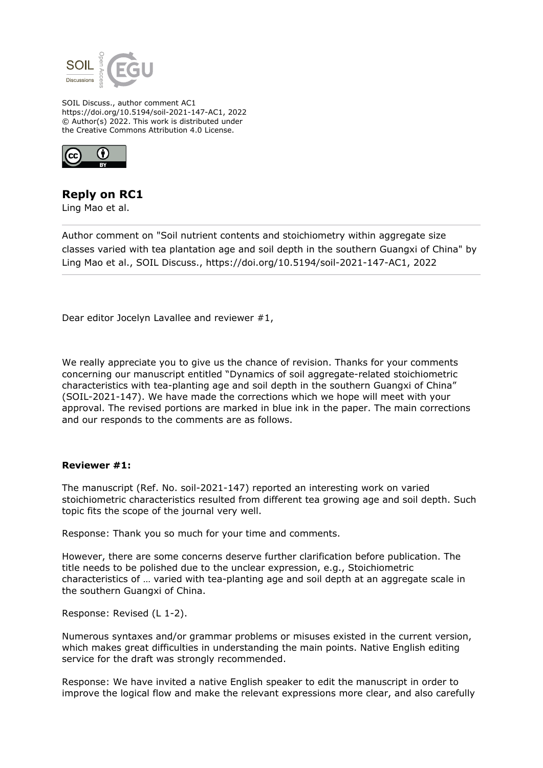SOIL Discuss., author comment AC1
https://doi.org/10.5194/soil-2021-147-AC1, 2022
© Author(s) 2022. This work is distributed under
the Creative Commons Attribution 4.0 License.

## Reply on RC1

Ling Mao et al.

Author comment on "Soil nutrient contents and stoichiometry within aggregate size classes varied with tea plantation age and soil depth in the southern Guangxi of China" by Ling Mao et al., SOIL Discuss., https://doi.org/10.5194/soil-2021-147-AC1, 2022

---

Dear editor Jocelyn Lavallee and reviewer #1,

We really appreciate you to give us the chance of revision. Thanks for your comments concerning our manuscript entitled "Dynamics of soil aggregate-related stoichiometric characteristics with tea-planting age and soil depth in the southern Guangxi of China" (SOIL-2021-147). We have made the corrections which we hope will meet with your approval. The revised portions are marked in blue ink in the paper. The main corrections and our responds to the comments are as follows.

**Reviewer #1:**

The manuscript (Ref. No. soil-2021-147) reported an interesting work on varied stoichiometric characteristics resulted from different tea growing age and soil depth. Such topic fits the scope of the journal very well.

Response: Thank you so much for your time and comments.

However, there are some concerns deserve further clarification before publication. The title needs to be polished due to the unclear expression, e.g., Stoichiometric characteristics of … varied with tea-planting age and soil depth at an aggregate scale in the southern Guangxi of China.

Response: Revised (L 1-2).

Numerous syntaxes and/or grammar problems or misuses existed in the current version, which makes great difficulties in understanding the main points. Native English editing service for the draft was strongly recommended.

Response: We have invited a native English speaker to edit the manuscript in order to improve the logical flow and make the relevant expressions more clear, and also carefully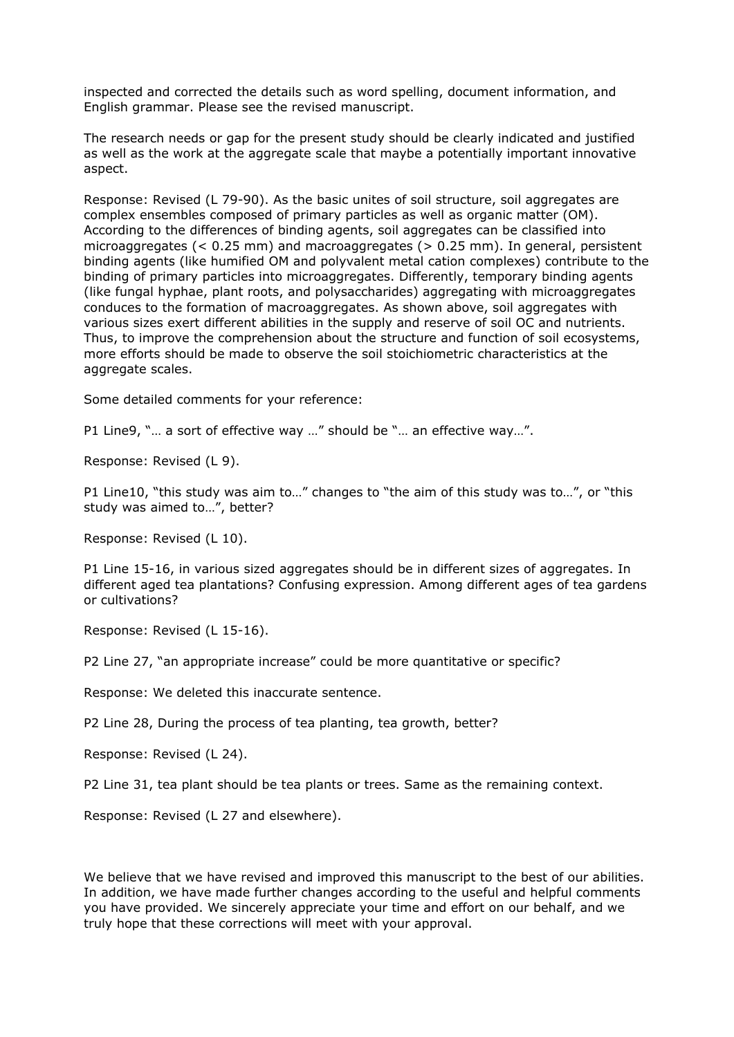inspected and corrected the details such as word spelling, document information, and English grammar. Please see the revised manuscript.

The research needs or gap for the present study should be clearly indicated and justified as well as the work at the aggregate scale that maybe a potentially important innovative aspect.

Response: Revised (L 79-90). As the basic unites of soil structure, soil aggregates are complex ensembles composed of primary particles as well as organic matter (OM). According to the differences of binding agents, soil aggregates can be classified into microaggregates (< 0.25 mm) and macroaggregates (> 0.25 mm). In general, persistent binding agents (like humified OM and polyvalent metal cation complexes) contribute to the binding of primary particles into microaggregates. Differently, temporary binding agents (like fungal hyphae, plant roots, and polysaccharides) aggregating with microaggregates conduces to the formation of macroaggregates. As shown above, soil aggregates with various sizes exert different abilities in the supply and reserve of soil OC and nutrients. Thus, to improve the comprehension about the structure and function of soil ecosystems, more efforts should be made to observe the soil stoichiometric characteristics at the aggregate scales.

Some detailed comments for your reference:

P1 Line9, "… a sort of effective way …" should be "… an effective way…".

Response: Revised (L 9).

P1 Line10, "this study was aim to…" changes to "the aim of this study was to…", or "this study was aimed to…", better?

Response: Revised (L 10).

P1 Line 15-16, in various sized aggregates should be in different sizes of aggregates. In different aged tea plantations? Confusing expression. Among different ages of tea gardens or cultivations?

Response: Revised (L 15-16).

P2 Line 27, "an appropriate increase" could be more quantitative or specific?

Response: We deleted this inaccurate sentence.

P2 Line 28, During the process of tea planting, tea growth, better?

Response: Revised (L 24).

P2 Line 31, tea plant should be tea plants or trees. Same as the remaining context.

Response: Revised (L 27 and elsewhere).

We believe that we have revised and improved this manuscript to the best of our abilities. In addition, we have made further changes according to the useful and helpful comments you have provided. We sincerely appreciate your time and effort on our behalf, and we truly hope that these corrections will meet with your approval.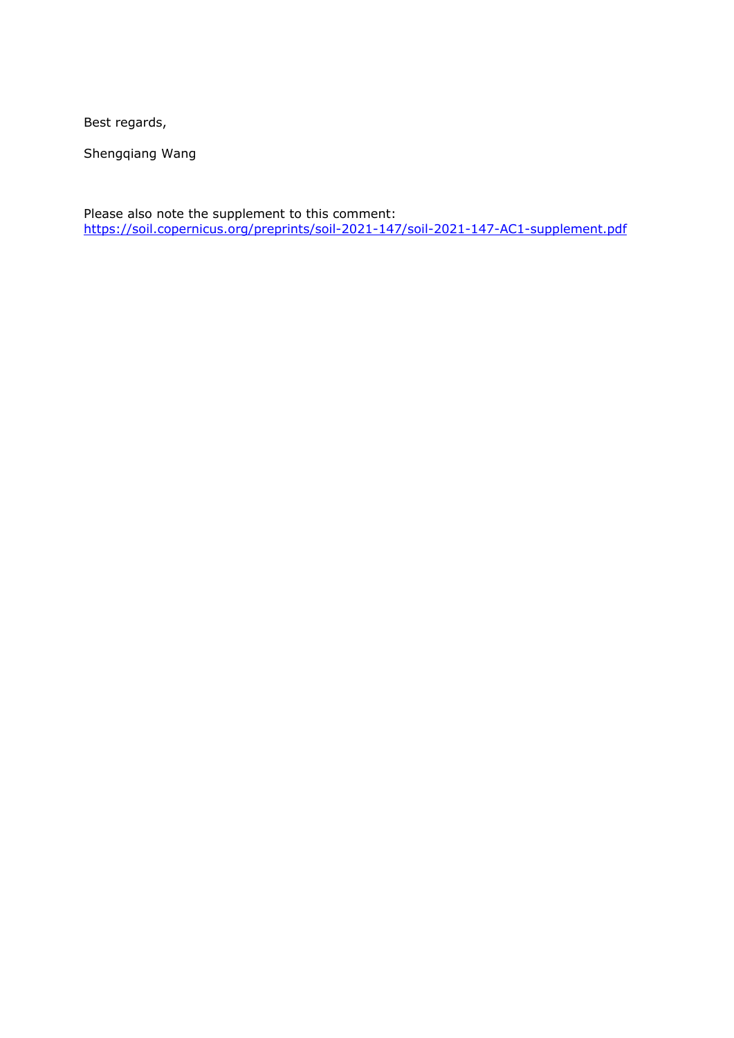Best regards,

Shengqiang Wang

Please also note the supplement to this comment:
https://soil.copernicus.org/preprints/soil-2021-147/soil-2021-147-AC1-supplement.pdf